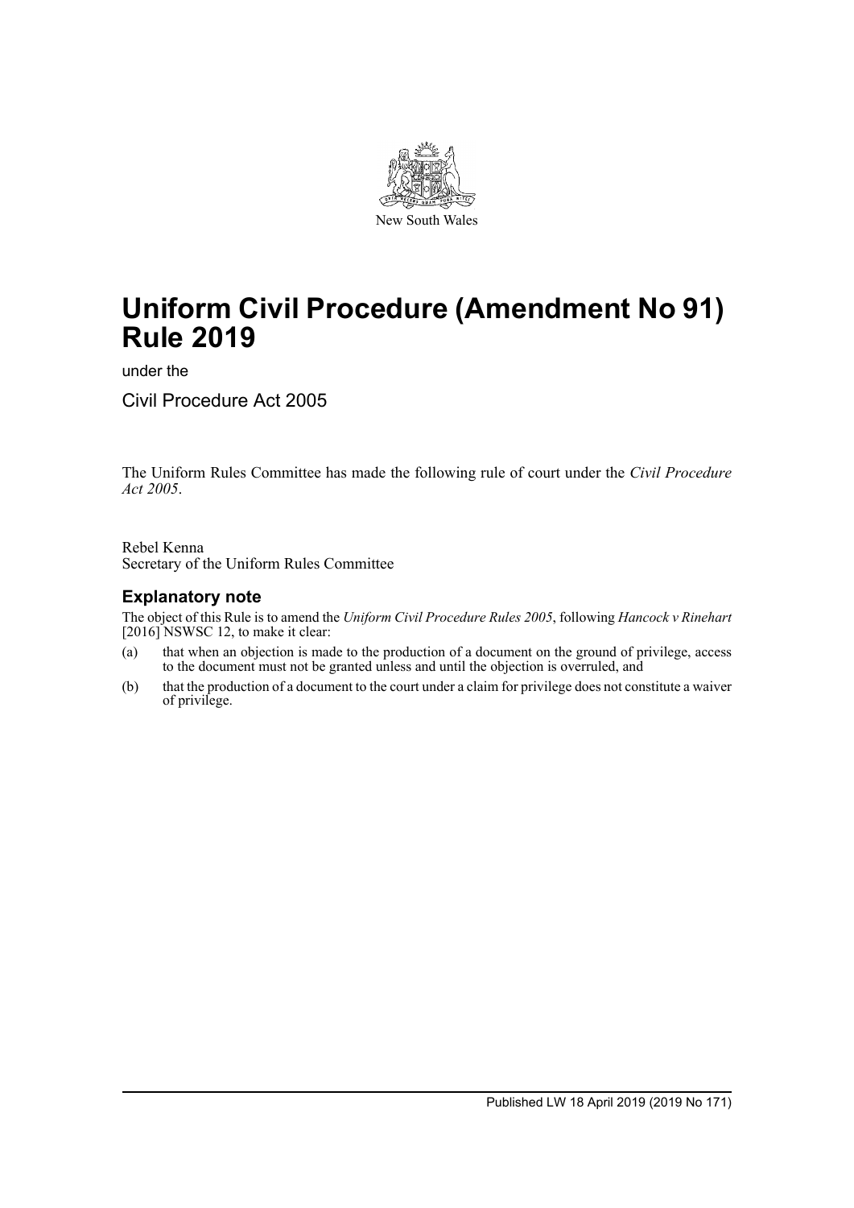New South Wales

# Uniform Civil Procedure (Amendment No 91) Rule 2019

under the

Civil Procedure Act 2005

The Uniform Rules Committee has made the following rule of court under the *Civil Procedure Act 2005*.

Rebel Kenna
Secretary of the Uniform Rules Committee

## Explanatory note

The object of this Rule is to amend the *Uniform Civil Procedure Rules 2005*, following *Hancock v Rinehart* [2016] NSWSC 12, to make it clear:

(a) that when an objection is made to the production of a document on the ground of privilege, access to the document must not be granted unless and until the objection is overruled, and

(b) that the production of a document to the court under a claim for privilege does not constitute a waiver of privilege.

Published LW 18 April 2019 (2019 No 171)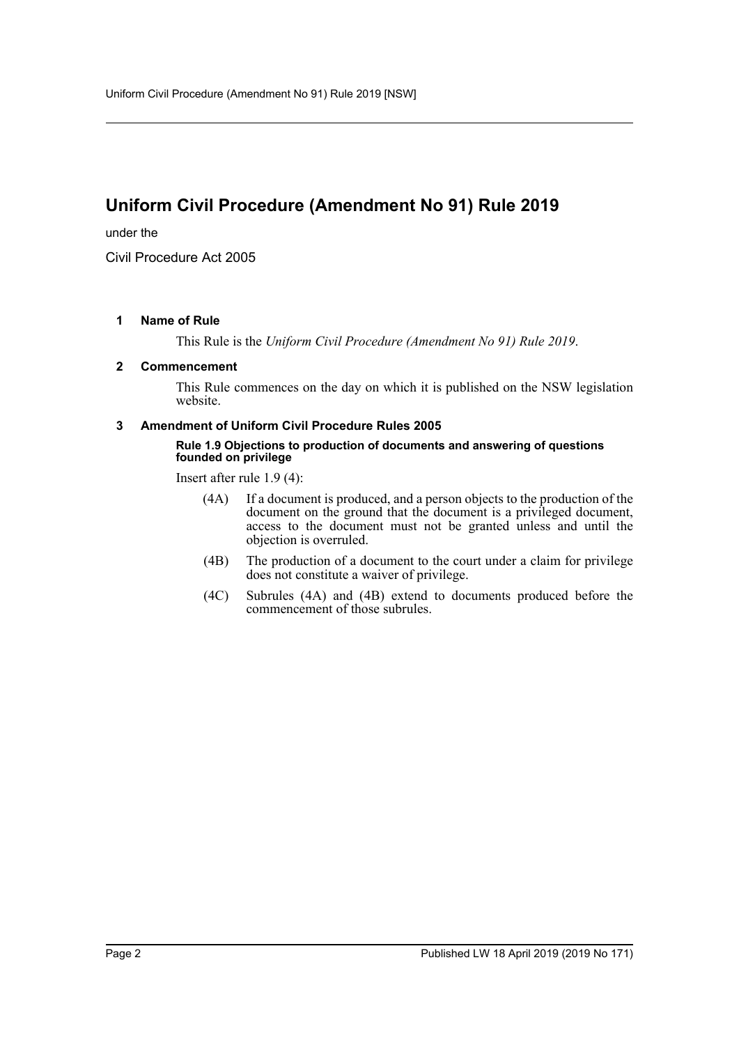# Uniform Civil Procedure (Amendment No 91) Rule 2019

under the

Civil Procedure Act 2005

### 1 Name of Rule

This Rule is the *Uniform Civil Procedure (Amendment No 91) Rule 2019*.

### 2 Commencement

This Rule commences on the day on which it is published on the NSW legislation website.

### 3 Amendment of Uniform Civil Procedure Rules 2005

**Rule 1.9 Objections to production of documents and answering of questions founded on privilege**

Insert after rule 1.9 (4):

(4A) If a document is produced, and a person objects to the production of the document on the ground that the document is a privileged document, access to the document must not be granted unless and until the objection is overruled.

(4B) The production of a document to the court under a claim for privilege does not constitute a waiver of privilege.

(4C) Subrules (4A) and (4B) extend to documents produced before the commencement of those subrules.